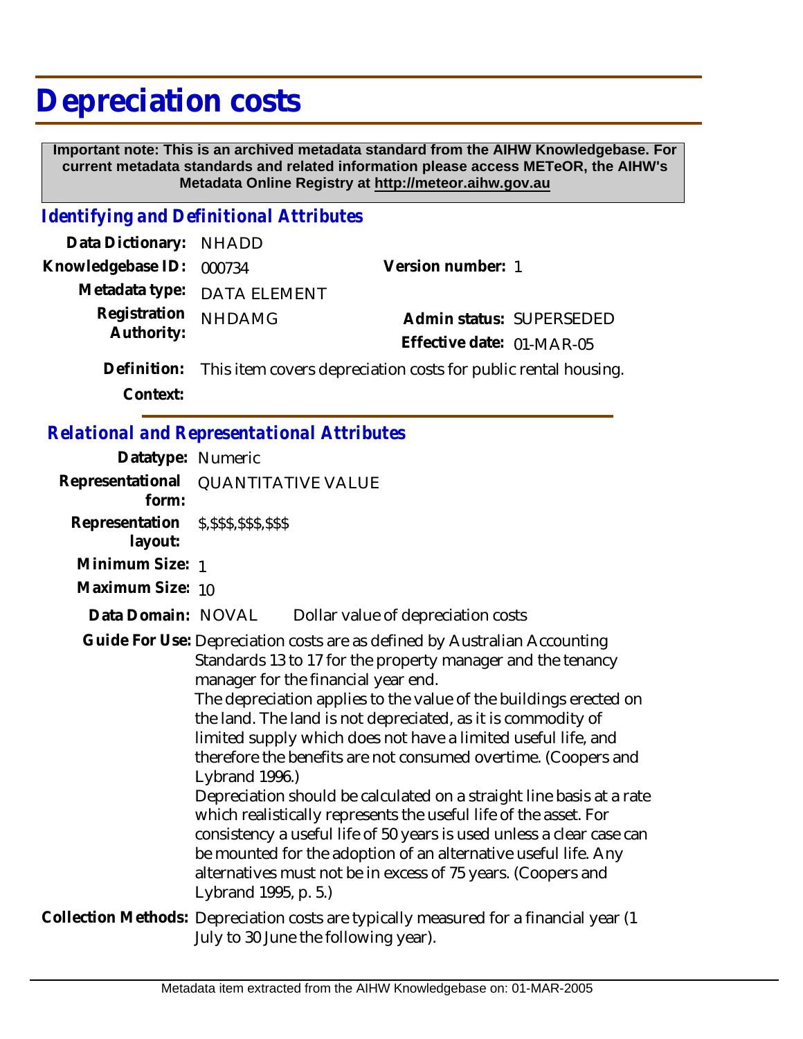# Depreciation costs

**Important note: This is an archived metadata standard from the AIHW Knowledgebase. For current metadata standards and related information please access METeOR, the AIHW's Metadata Online Registry at http://meteor.aihw.gov.au**

## *Identifying and Definitional Attributes*

**Data Dictionary:** NHADD

**Knowledgebase ID:** 000734

**Version number:** 1

**Metadata type:** DATA ELEMENT

**Registration Authority:** NHDAMG

**Admin status:** SUPERSEDED

**Effective date:** 01-MAR-05

**Definition:** This item covers depreciation costs for public rental housing.

**Context:**

## *Relational and Representational Attributes*

**Datatype:** Numeric

**Representational form:** QUANTITATIVE VALUE

**Representation layout:** $,$$$,$$$,$$$

**Minimum Size:** 1

**Maximum Size:** 10

**Data Domain:** NOVAL Dollar value of depreciation costs

**Guide For Use:** Depreciation costs are as defined by Australian Accounting Standards 13 to 17 for the property manager and the tenancy manager for the financial year end.
The depreciation applies to the value of the buildings erected on the land. The land is not depreciated, as it is commodity of limited supply which does not have a limited useful life, and therefore the benefits are not consumed overtime. (Coopers and Lybrand 1996.)
Depreciation should be calculated on a straight line basis at a rate which realistically represents the useful life of the asset. For consistency a useful life of 50 years is used unless a clear case can be mounted for the adoption of an alternative useful life. Any alternatives must not be in excess of 75 years. (Coopers and Lybrand 1995, p. 5.)

**Collection Methods:** Depreciation costs are typically measured for a financial year (1 July to 30 June the following year).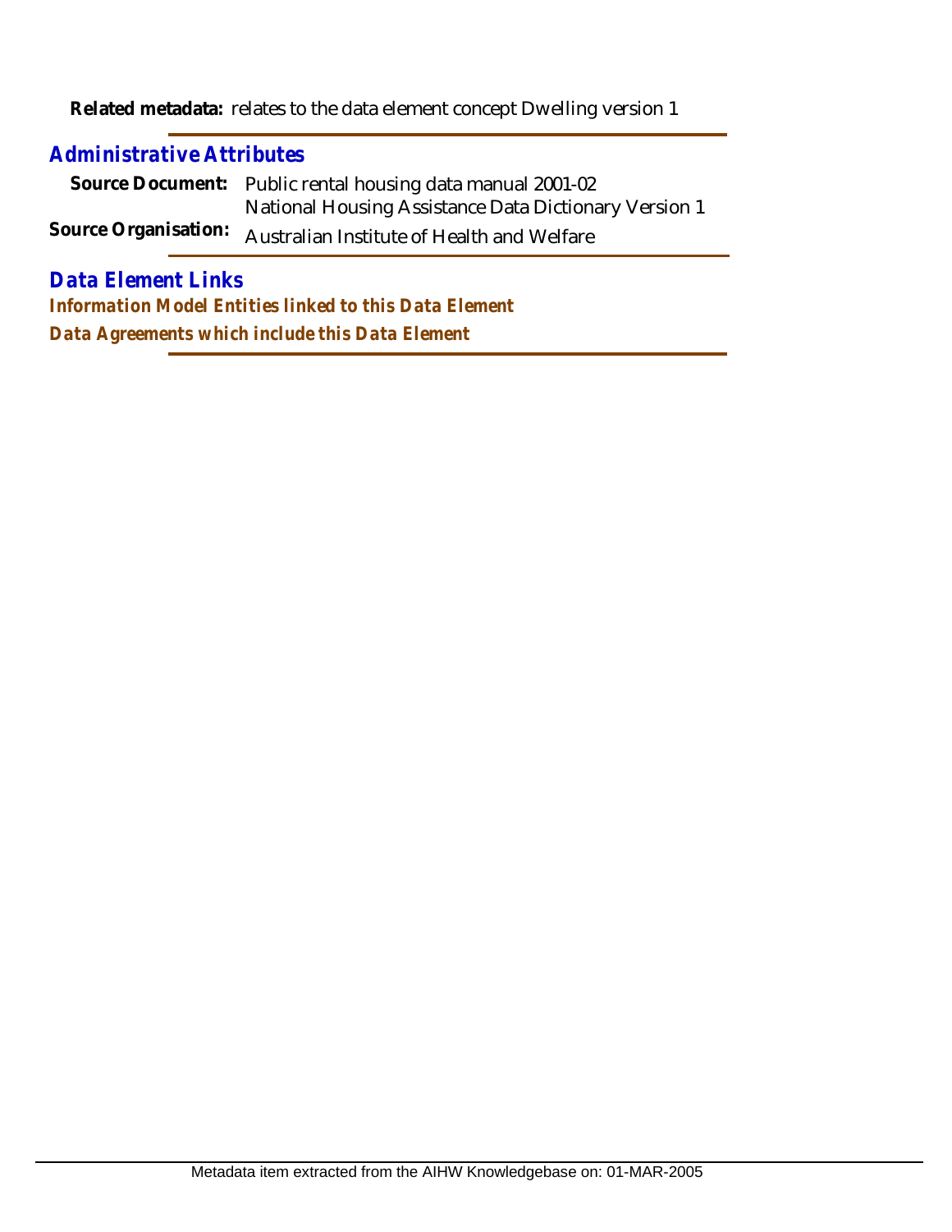**Related metadata:** relates to the data element concept Dwelling version 1

## Administrative Attributes

**Source Document:** Public rental housing data manual 2001-02
National Housing Assistance Data Dictionary Version 1

**Source Organisation:** Australian Institute of Health and Welfare

## Data Element Links

***Information Model Entities linked to this Data Element***

***Data Agreements which include this Data Element***